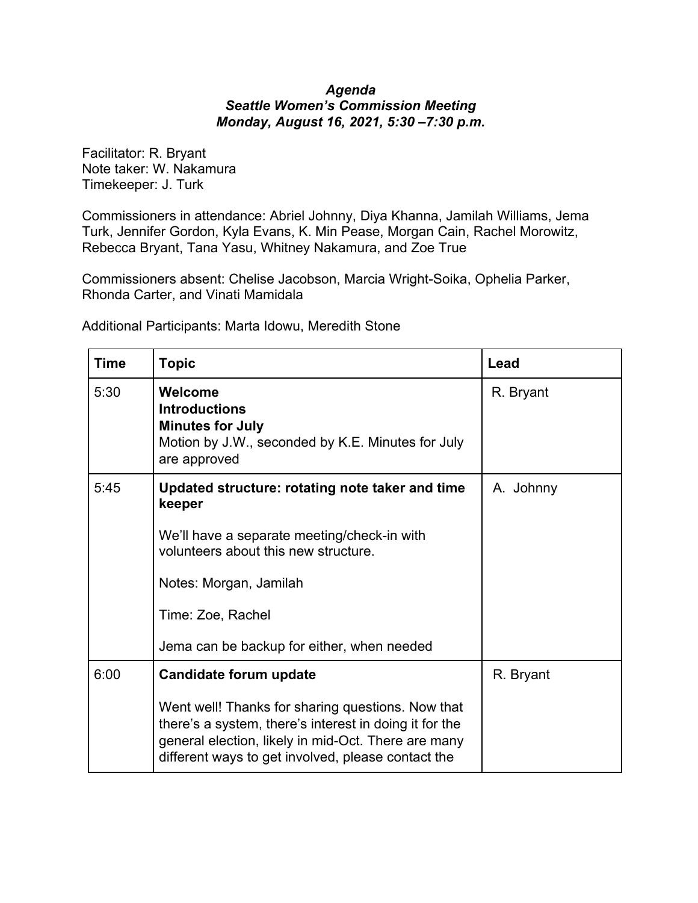***Agenda***
***Seattle Women's Commission Meeting***
***Monday, August 16, 2021, 5:30 –7:30 p.m.***

Facilitator: R. Bryant
Note taker: W. Nakamura
Timekeeper: J. Turk

Commissioners in attendance: Abriel Johnny, Diya Khanna, Jamilah Williams, Jema Turk, Jennifer Gordon, Kyla Evans, K. Min Pease, Morgan Cain, Rachel Morowitz, Rebecca Bryant, Tana Yasu, Whitney Nakamura, and Zoe True

Commissioners absent: Chelise Jacobson, Marcia Wright-Soika, Ophelia Parker, Rhonda Carter, and Vinati Mamidala

Additional Participants: Marta Idowu, Meredith Stone

| Time | Topic | Lead |
|---|---|---|
| 5:30 | **Welcome**<br>**Introductions**<br>**Minutes for July**<br>Motion by J.W., seconded by K.E. Minutes for July are approved | R. Bryant |
| 5:45 | **Updated structure: rotating note taker and time keeper**<br><br>We'll have a separate meeting/check-in with volunteers about this new structure.<br><br>Notes: Morgan, Jamilah<br><br>Time: Zoe, Rachel<br><br>Jema can be backup for either, when needed | A. Johnny |
| 6:00 | **Candidate forum update**<br><br>Went well! Thanks for sharing questions. Now that there's a system, there's interest in doing it for the general election, likely in mid-Oct. There are many different ways to get involved, please contact the | R. Bryant |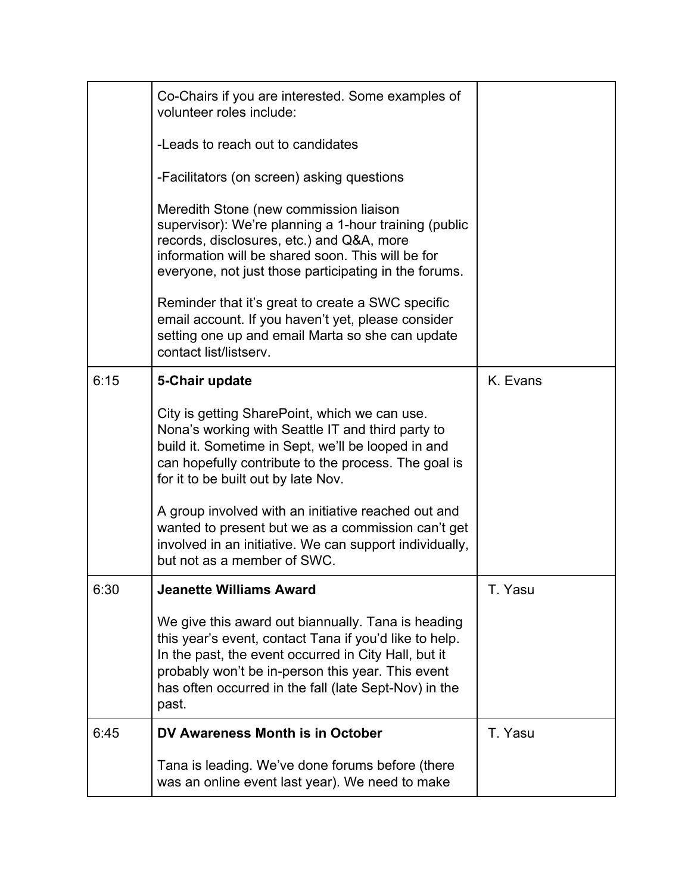| | | |
|---|---|---|
| | Co-Chairs if you are interested. Some examples of volunteer roles include:<br><br>-Leads to reach out to candidates<br><br>-Facilitators (on screen) asking questions<br><br>Meredith Stone (new commission liaison supervisor): We're planning a 1-hour training (public records, disclosures, etc.) and Q&A, more information will be shared soon. This will be for everyone, not just those participating in the forums.<br><br>Reminder that it's great to create a SWC specific email account. If you haven't yet, please consider setting one up and email Marta so she can update contact list/listserv. | |
| 6:15 | **5-Chair update**<br><br>City is getting SharePoint, which we can use. Nona's working with Seattle IT and third party to build it. Sometime in Sept, we'll be looped in and can hopefully contribute to the process. The goal is for it to be built out by late Nov.<br><br>A group involved with an initiative reached out and wanted to present but we as a commission can't get involved in an initiative. We can support individually, but not as a member of SWC. | K. Evans |
| 6:30 | **Jeanette Williams Award**<br><br>We give this award out biannually. Tana is heading this year's event, contact Tana if you'd like to help. In the past, the event occurred in City Hall, but it probably won't be in-person this year. This event has often occurred in the fall (late Sept-Nov) in the past. | T. Yasu |
| 6:45 | **DV Awareness Month is in October**<br><br>Tana is leading. We've done forums before (there was an online event last year). We need to make | T. Yasu |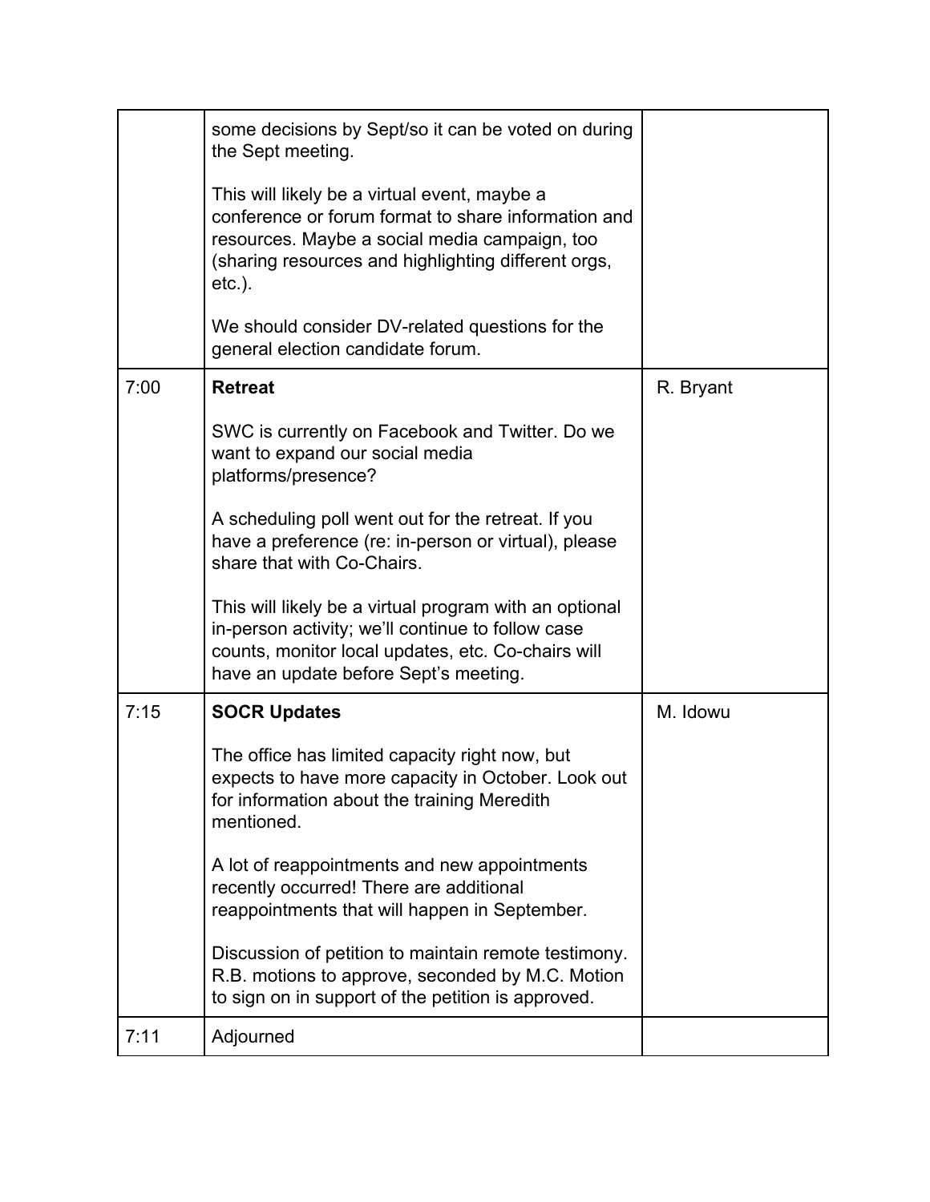| | | |
|---|---|---|
| | some decisions by Sept/so it can be voted on during the Sept meeting.<br><br>This will likely be a virtual event, maybe a conference or forum format to share information and resources. Maybe a social media campaign, too (sharing resources and highlighting different orgs, etc.).<br><br>We should consider DV-related questions for the general election candidate forum. | |
| 7:00 | **Retreat**<br><br>SWC is currently on Facebook and Twitter. Do we want to expand our social media platforms/presence?<br><br>A scheduling poll went out for the retreat. If you have a preference (re: in-person or virtual), please share that with Co-Chairs.<br><br>This will likely be a virtual program with an optional in-person activity; we'll continue to follow case counts, monitor local updates, etc. Co-chairs will have an update before Sept's meeting. | R. Bryant |
| 7:15 | **SOCR Updates**<br><br>The office has limited capacity right now, but expects to have more capacity in October. Look out for information about the training Meredith mentioned.<br><br>A lot of reappointments and new appointments recently occurred! There are additional reappointments that will happen in September.<br><br>Discussion of petition to maintain remote testimony. R.B. motions to approve, seconded by M.C. Motion to sign on in support of the petition is approved. | M. Idowu |
| 7:11 | Adjourned | |